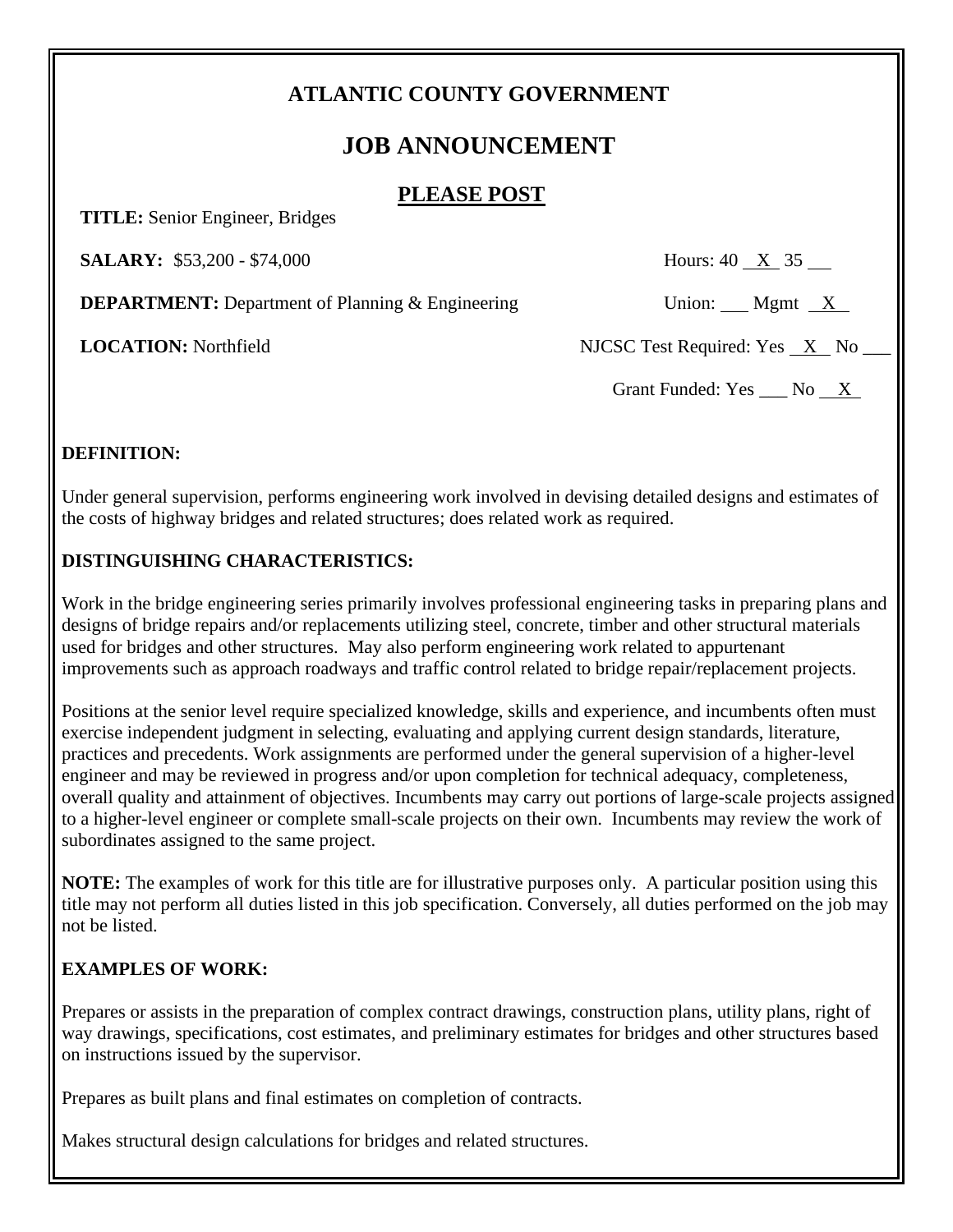# ATLANTIC COUNTY GOVERNMENT

## JOB ANNOUNCEMENT

### PLEASE POST

**TITLE:** Senior Engineer, Bridges

**SALARY:** $53,200 - $74,000 — Hours: 40 _X_ 35 ___

**DEPARTMENT:** Department of Planning & Engineering — Union: ___ Mgmt _X_

**LOCATION:** Northfield — NJCSC Test Required: Yes _X_ No ___

Grant Funded: Yes ___ No _X_

**DEFINITION:**

Under general supervision, performs engineering work involved in devising detailed designs and estimates of the costs of highway bridges and related structures; does related work as required.

**DISTINGUISHING CHARACTERISTICS:**

Work in the bridge engineering series primarily involves professional engineering tasks in preparing plans and designs of bridge repairs and/or replacements utilizing steel, concrete, timber and other structural materials used for bridges and other structures. May also perform engineering work related to appurtenant improvements such as approach roadways and traffic control related to bridge repair/replacement projects.

Positions at the senior level require specialized knowledge, skills and experience, and incumbents often must exercise independent judgment in selecting, evaluating and applying current design standards, literature, practices and precedents. Work assignments are performed under the general supervision of a higher-level engineer and may be reviewed in progress and/or upon completion for technical adequacy, completeness, overall quality and attainment of objectives. Incumbents may carry out portions of large-scale projects assigned to a higher-level engineer or complete small-scale projects on their own. Incumbents may review the work of subordinates assigned to the same project.

**NOTE:** The examples of work for this title are for illustrative purposes only. A particular position using this title may not perform all duties listed in this job specification. Conversely, all duties performed on the job may not be listed.

**EXAMPLES OF WORK:**

Prepares or assists in the preparation of complex contract drawings, construction plans, utility plans, right of way drawings, specifications, cost estimates, and preliminary estimates for bridges and other structures based on instructions issued by the supervisor.

Prepares as built plans and final estimates on completion of contracts.

Makes structural design calculations for bridges and related structures.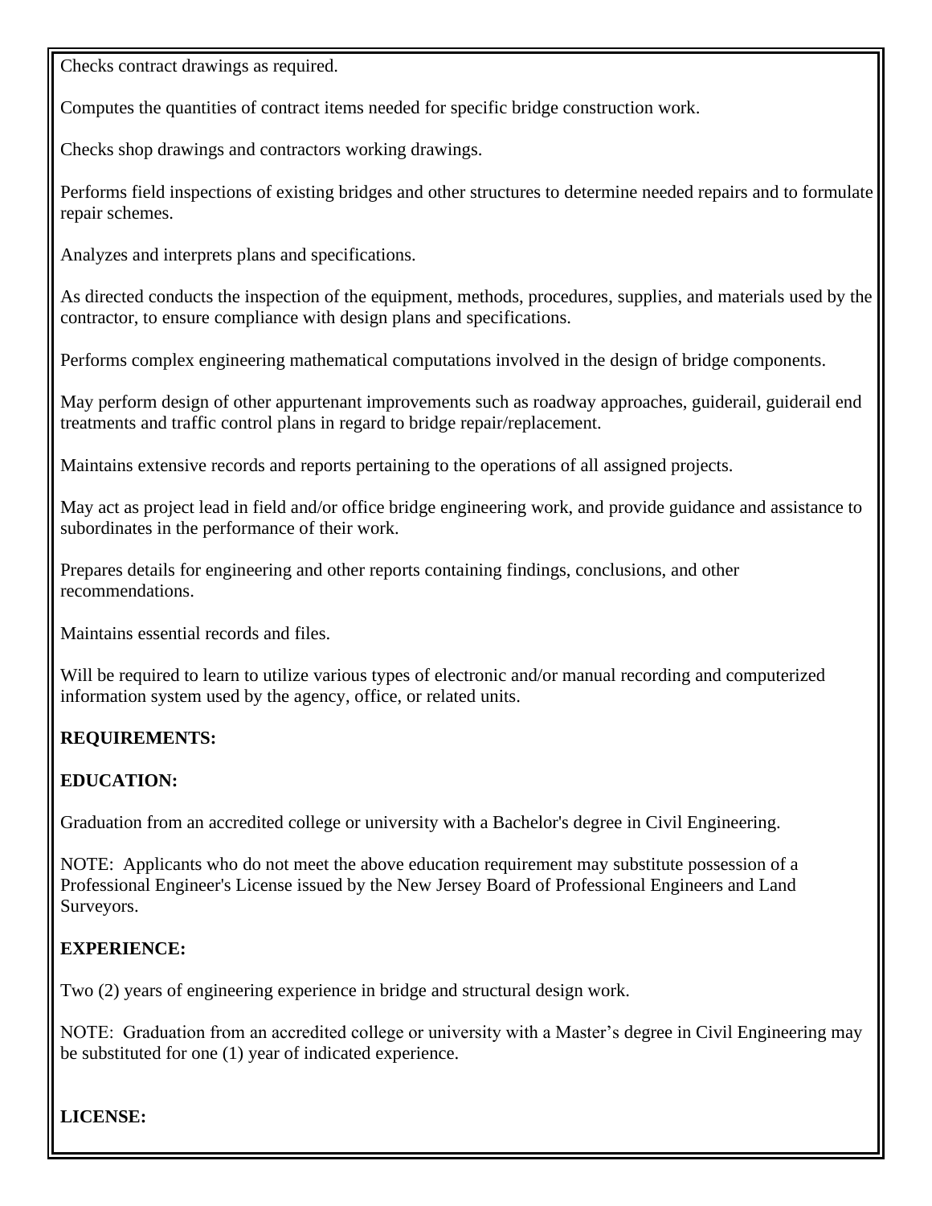Checks contract drawings as required.

Computes the quantities of contract items needed for specific bridge construction work.

Checks shop drawings and contractors working drawings.

Performs field inspections of existing bridges and other structures to determine needed repairs and to formulate repair schemes.

Analyzes and interprets plans and specifications.

As directed conducts the inspection of the equipment, methods, procedures, supplies, and materials used by the contractor, to ensure compliance with design plans and specifications.

Performs complex engineering mathematical computations involved in the design of bridge components.

May perform design of other appurtenant improvements such as roadway approaches, guiderail, guiderail end treatments and traffic control plans in regard to bridge repair/replacement.

Maintains extensive records and reports pertaining to the operations of all assigned projects.

May act as project lead in field and/or office bridge engineering work, and provide guidance and assistance to subordinates in the performance of their work.

Prepares details for engineering and other reports containing findings, conclusions, and other recommendations.

Maintains essential records and files.

Will be required to learn to utilize various types of electronic and/or manual recording and computerized information system used by the agency, office, or related units.

**REQUIREMENTS:**

**EDUCATION:**

Graduation from an accredited college or university with a Bachelor's degree in Civil Engineering.

NOTE: Applicants who do not meet the above education requirement may substitute possession of a Professional Engineer's License issued by the New Jersey Board of Professional Engineers and Land Surveyors.

**EXPERIENCE:**

Two (2) years of engineering experience in bridge and structural design work.

NOTE: Graduation from an accredited college or university with a Master's degree in Civil Engineering may be substituted for one (1) year of indicated experience.

**LICENSE:**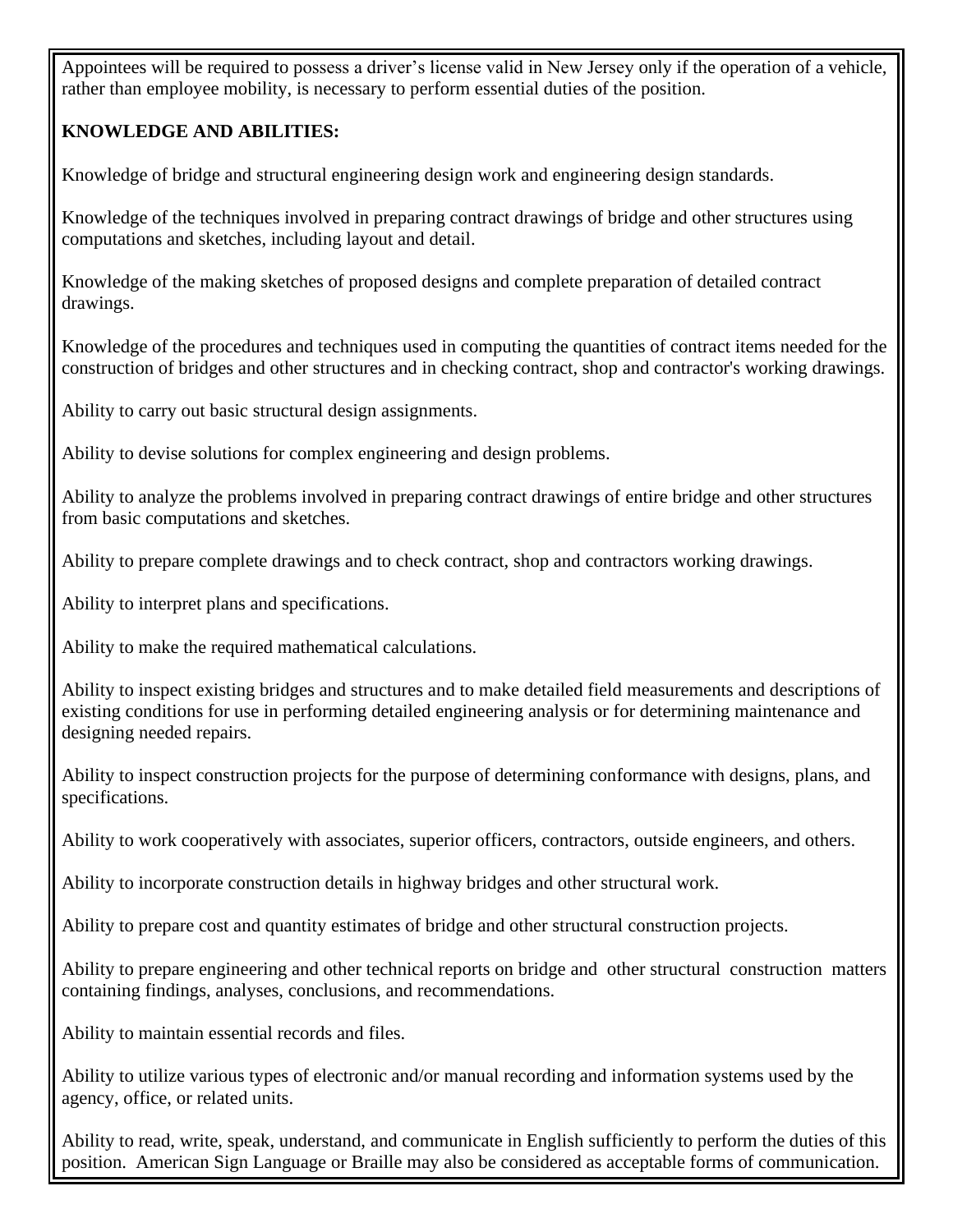Appointees will be required to possess a driver's license valid in New Jersey only if the operation of a vehicle, rather than employee mobility, is necessary to perform essential duties of the position.

**KNOWLEDGE AND ABILITIES:**

Knowledge of bridge and structural engineering design work and engineering design standards.

Knowledge of the techniques involved in preparing contract drawings of bridge and other structures using computations and sketches, including layout and detail.

Knowledge of the making sketches of proposed designs and complete preparation of detailed contract drawings.

Knowledge of the procedures and techniques used in computing the quantities of contract items needed for the construction of bridges and other structures and in checking contract, shop and contractor's working drawings.

Ability to carry out basic structural design assignments.

Ability to devise solutions for complex engineering and design problems.

Ability to analyze the problems involved in preparing contract drawings of entire bridge and other structures from basic computations and sketches.

Ability to prepare complete drawings and to check contract, shop and contractors working drawings.

Ability to interpret plans and specifications.

Ability to make the required mathematical calculations.

Ability to inspect existing bridges and structures and to make detailed field measurements and descriptions of existing conditions for use in performing detailed engineering analysis or for determining maintenance and designing needed repairs.

Ability to inspect construction projects for the purpose of determining conformance with designs, plans, and specifications.

Ability to work cooperatively with associates, superior officers, contractors, outside engineers, and others.

Ability to incorporate construction details in highway bridges and other structural work.

Ability to prepare cost and quantity estimates of bridge and other structural construction projects.

Ability to prepare engineering and other technical reports on bridge and other structural construction matters containing findings, analyses, conclusions, and recommendations.

Ability to maintain essential records and files.

Ability to utilize various types of electronic and/or manual recording and information systems used by the agency, office, or related units.

Ability to read, write, speak, understand, and communicate in English sufficiently to perform the duties of this position. American Sign Language or Braille may also be considered as acceptable forms of communication.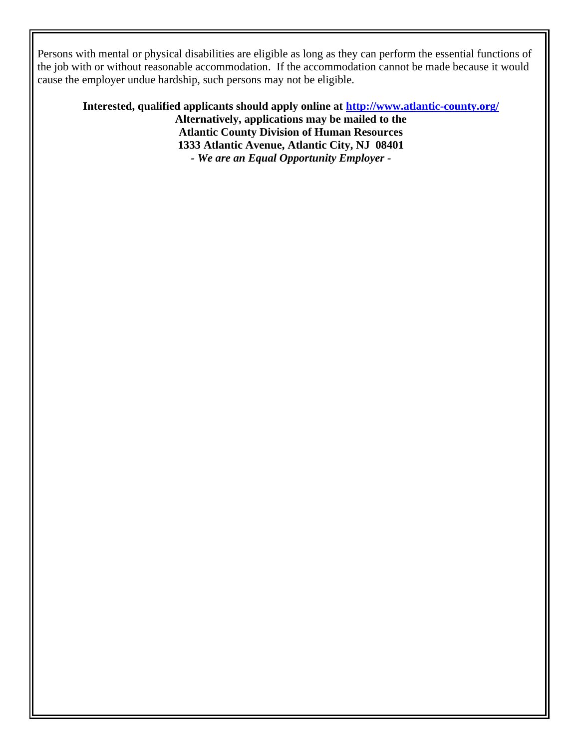Persons with mental or physical disabilities are eligible as long as they can perform the essential functions of the job with or without reasonable accommodation. If the accommodation cannot be made because it would cause the employer undue hardship, such persons may not be eligible.

**Interested, qualified applicants should apply online at [http://www.atlantic-county.org/](http://www.atlantic-county.org/)**
**Alternatively, applications may be mailed to the**
**Atlantic County Division of Human Resources**
**1333 Atlantic Avenue, Atlantic City, NJ 08401**
***- We are an Equal Opportunity Employer -***